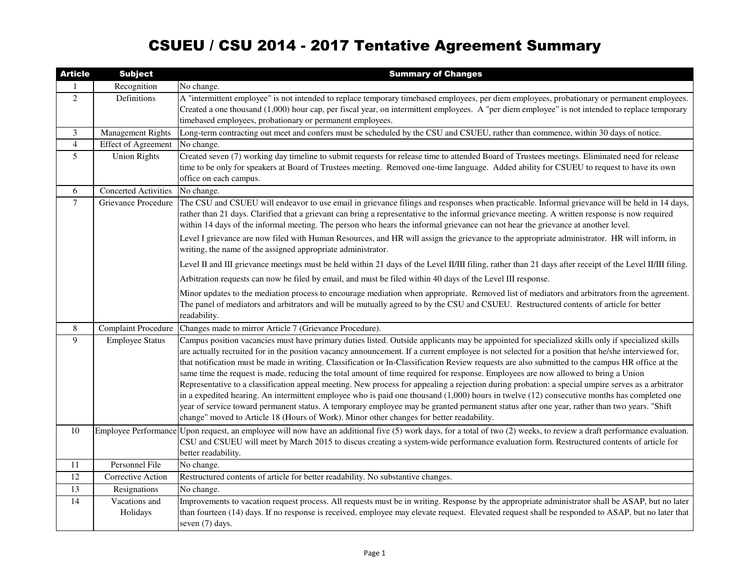# CSUEU / CSU 2014 - 2017 Tentative Agreement Summary

| Article | Subject | Summary of Changes |
|---|---|---|
| 1 | Recognition | No change. |
| 2 | Definitions | A "intermittent employee" is not intended to replace temporary timebased employees, per diem employees, probationary or permanent employees. Created a one thousand (1,000) hour cap, per fiscal year, on intermittent employees. A "per diem employee" is not intended to replace temporary timebased employees, probationary or permanent employees. |
| 3 | Management Rights | Long-term contracting out meet and confers must be scheduled by the CSU and CSUEU, rather than commence, within 30 days of notice. |
| 4 | Effect of Agreement | No change. |
| 5 | Union Rights | Created seven (7) working day timeline to submit requests for release time to attended Board of Trustees meetings. Eliminated need for release time to be only for speakers at Board of Trustees meeting. Removed one-time language. Added ability for CSUEU to request to have its own office on each campus. |
| 6 | Concerted Activities | No change. |
| 7 | Grievance Procedure | The CSU and CSUEU will endeavor to use email in grievance filings and responses when practicable. Informal grievance will be held in 14 days, rather than 21 days. Clarified that a grievant can bring a representative to the informal grievance meeting. A written response is now required within 14 days of the informal meeting. The person who hears the informal grievance can not hear the grievance at another level.<br><br>Level I grievance are now filed with Human Resources, and HR will assign the grievance to the appropriate administrator. HR will inform, in writing, the name of the assigned appropriate administrator.<br><br>Level II and III grievance meetings must be held within 21 days of the Level II/III filing, rather than 21 days after receipt of the Level II/III filing.<br><br>Arbitration requests can now be filed by email, and must be filed within 40 days of the Level III response.<br><br>Minor updates to the mediation process to encourage mediation when appropriate. Removed list of mediators and arbitrators from the agreement. The panel of mediators and arbitrators and will be mutually agreed to by the CSU and CSUEU. Restructured contents of article for better readability. |
| 8 | Complaint Procedure | Changes made to mirror Article 7 (Grievance Procedure). |
| 9 | Employee Status | Campus position vacancies must have primary duties listed. Outside applicants may be appointed for specialized skills only if specialized skills are actually recruited for in the position vacancy announcement. If a current employee is not selected for a position that he/she interviewed for, that notification must be made in writing. Classification or In-Classification Review requests are also submitted to the campus HR office at the same time the request is made, reducing the total amount of time required for response. Employees are now allowed to bring a Union Representative to a classification appeal meeting. New process for appealing a rejection during probation: a special umpire serves as a arbitrator in a expedited hearing. An intermittent employee who is paid one thousand (1,000) hours in twelve (12) consecutive months has completed one year of service toward permanent status. A temporary employee may be granted permanent status after one year, rather than two years. "Shift change" moved to Article 18 (Hours of Work). Minor other changes for better readability. |
| 10 | Employee Performance | Upon request, an employee will now have an additional five (5) work days, for a total of two (2) weeks, to review a draft performance evaluation. CSU and CSUEU will meet by March 2015 to discus creating a system-wide performance evaluation form. Restructured contents of article for better readability. |
| 11 | Personnel File | No change. |
| 12 | Corrective Action | Restructured contents of article for better readability. No substantive changes. |
| 13 | Resignations | No change. |
| 14 | Vacations and Holidays | Improvements to vacation request process. All requests must be in writing. Response by the appropriate administrator shall be ASAP, but no later than fourteen (14) days. If no response is received, employee may elevate request. Elevated request shall be responded to ASAP, but no later that seven (7) days. |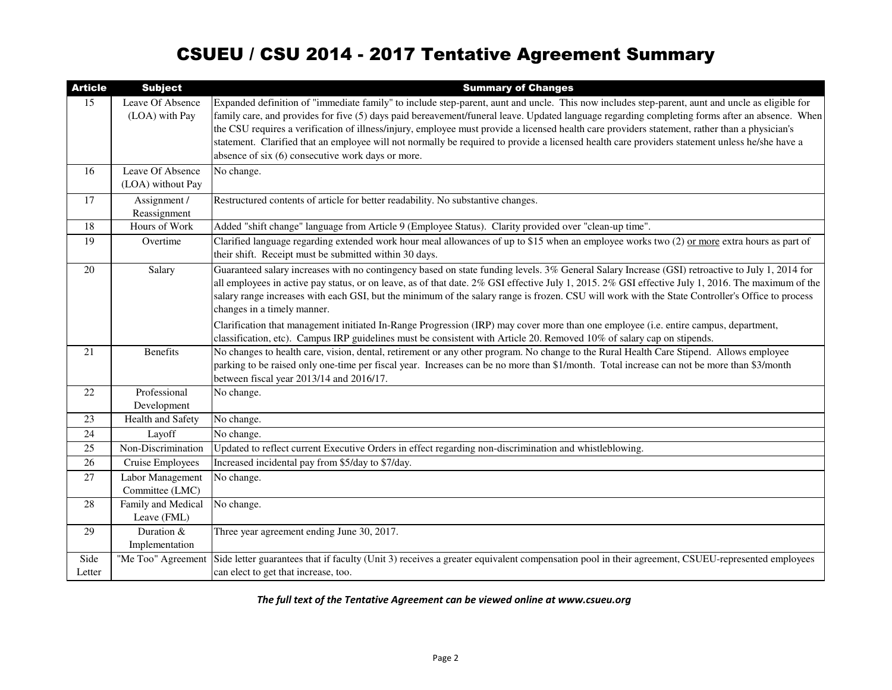# CSUEU / CSU 2014 - 2017 Tentative Agreement Summary

| Article | Subject | Summary of Changes |
|---|---|---|
| 15 | Leave Of Absence (LOA) with Pay | Expanded definition of "immediate family" to include step-parent, aunt and uncle. This now includes step-parent, aunt and uncle as eligible for family care, and provides for five (5) days paid bereavement/funeral leave. Updated language regarding completing forms after an absence. When the CSU requires a verification of illness/injury, employee must provide a licensed health care providers statement, rather than a physician's statement. Clarified that an employee will not normally be required to provide a licensed health care providers statement unless he/she have a absence of six (6) consecutive work days or more. |
| 16 | Leave Of Absence (LOA) without Pay | No change. |
| 17 | Assignment / Reassignment | Restructured contents of article for better readability. No substantive changes. |
| 18 | Hours of Work | Added "shift change" language from Article 9 (Employee Status). Clarity provided over "clean-up time". |
| 19 | Overtime | Clarified language regarding extended work hour meal allowances of up to $15 when an employee works two (2) or more extra hours as part of their shift. Receipt must be submitted within 30 days. |
| 20 | Salary | Guaranteed salary increases with no contingency based on state funding levels. 3% General Salary Increase (GSI) retroactive to July 1, 2014 for all employees in active pay status, or on leave, as of that date. 2% GSI effective July 1, 2015. 2% GSI effective July 1, 2016. The maximum of the salary range increases with each GSI, but the minimum of the salary range is frozen. CSU will work with the State Controller's Office to process changes in a timely manner.<br><br>Clarification that management initiated In-Range Progression (IRP) may cover more than one employee (i.e. entire campus, department, classification, etc). Campus IRP guidelines must be consistent with Article 20. Removed 10% of salary cap on stipends. |
| 21 | Benefits | No changes to health care, vision, dental, retirement or any other program. No change to the Rural Health Care Stipend. Allows employee parking to be raised only one-time per fiscal year. Increases can be no more than $1/month. Total increase can not be more than $3/month between fiscal year 2013/14 and 2016/17. |
| 22 | Professional Development | No change. |
| 23 | Health and Safety | No change. |
| 24 | Layoff | No change. |
| 25 | Non-Discrimination | Updated to reflect current Executive Orders in effect regarding non-discrimination and whistleblowing. |
| 26 | Cruise Employees | Increased incidental pay from $5/day to $7/day. |
| 27 | Labor Management Committee (LMC) | No change. |
| 28 | Family and Medical Leave (FML) | No change. |
| 29 | Duration & Implementation | Three year agreement ending June 30, 2017. |
| Side Letter | "Me Too" Agreement | Side letter guarantees that if faculty (Unit 3) receives a greater equivalent compensation pool in their agreement, CSUEU-represented employees can elect to get that increase, too. |

***The full text of the Tentative Agreement can be viewed online at www.csueu.org***